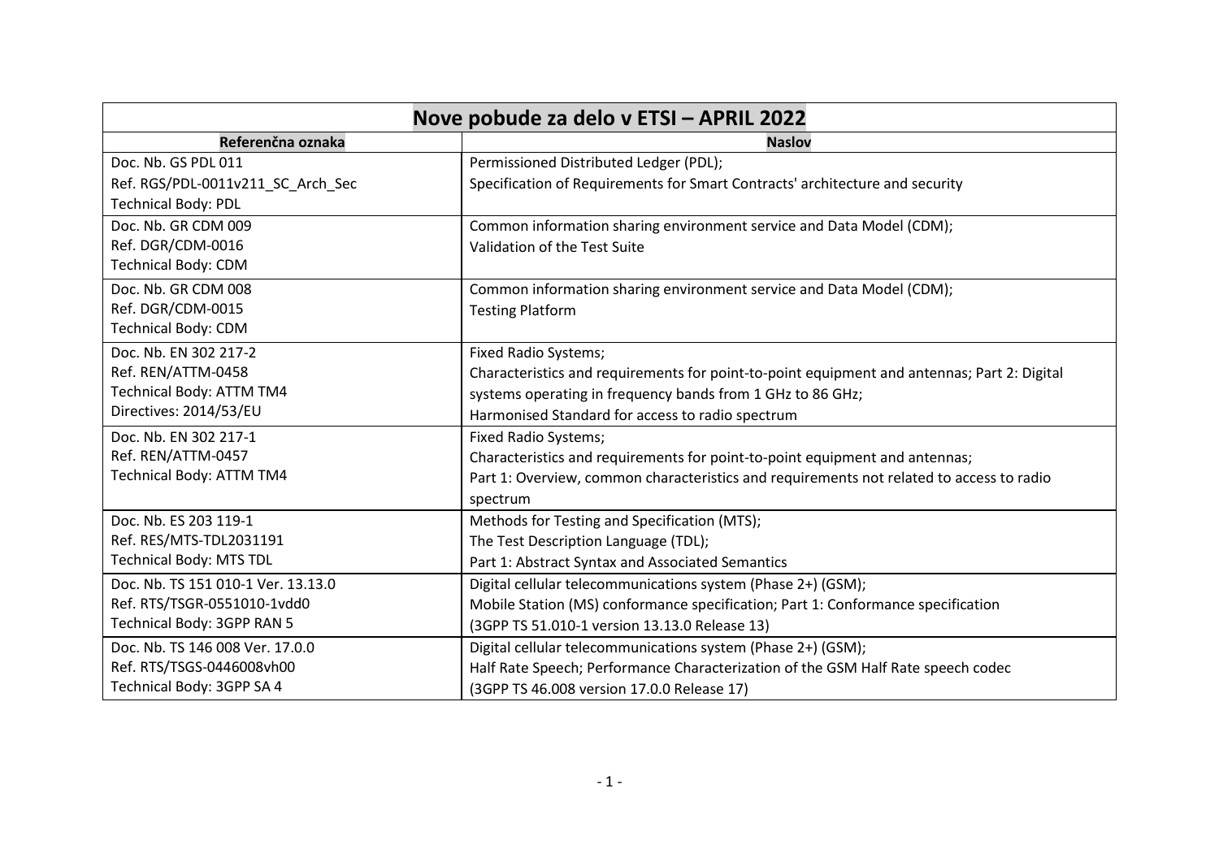| Nove pobude za delo v ETSI – APRIL 2022 | |
|---|---|
| **Referenčna oznaka** | **Naslov** |
| Doc. Nb. GS PDL 011<br>Ref. RGS/PDL-0011v211_SC_Arch_Sec<br>Technical Body: PDL | Permissioned Distributed Ledger (PDL);<br>Specification of Requirements for Smart Contracts' architecture and security |
| Doc. Nb. GR CDM 009<br>Ref. DGR/CDM-0016<br>Technical Body: CDM | Common information sharing environment service and Data Model (CDM);<br>Validation of the Test Suite |
| Doc. Nb. GR CDM 008<br>Ref. DGR/CDM-0015<br>Technical Body: CDM | Common information sharing environment service and Data Model (CDM);<br>Testing Platform |
| Doc. Nb. EN 302 217-2<br>Ref. REN/ATTM-0458<br>Technical Body: ATTM TM4<br>Directives: 2014/53/EU | Fixed Radio Systems;<br>Characteristics and requirements for point-to-point equipment and antennas; Part 2: Digital systems operating in frequency bands from 1 GHz to 86 GHz;<br>Harmonised Standard for access to radio spectrum |
| Doc. Nb. EN 302 217-1<br>Ref. REN/ATTM-0457<br>Technical Body: ATTM TM4 | Fixed Radio Systems;<br>Characteristics and requirements for point-to-point equipment and antennas;<br>Part 1: Overview, common characteristics and requirements not related to access to radio spectrum |
| Doc. Nb. ES 203 119-1<br>Ref. RES/MTS-TDL2031191<br>Technical Body: MTS TDL | Methods for Testing and Specification (MTS);<br>The Test Description Language (TDL);<br>Part 1: Abstract Syntax and Associated Semantics |
| Doc. Nb. TS 151 010-1 Ver. 13.13.0<br>Ref. RTS/TSGR-0551010-1vdd0<br>Technical Body: 3GPP RAN 5 | Digital cellular telecommunications system (Phase 2+) (GSM);<br>Mobile Station (MS) conformance specification; Part 1: Conformance specification<br>(3GPP TS 51.010-1 version 13.13.0 Release 13) |
| Doc. Nb. TS 146 008 Ver. 17.0.0<br>Ref. RTS/TSGS-0446008vh00<br>Technical Body: 3GPP SA 4 | Digital cellular telecommunications system (Phase 2+) (GSM);<br>Half Rate Speech; Performance Characterization of the GSM Half Rate speech codec<br>(3GPP TS 46.008 version 17.0.0 Release 17) |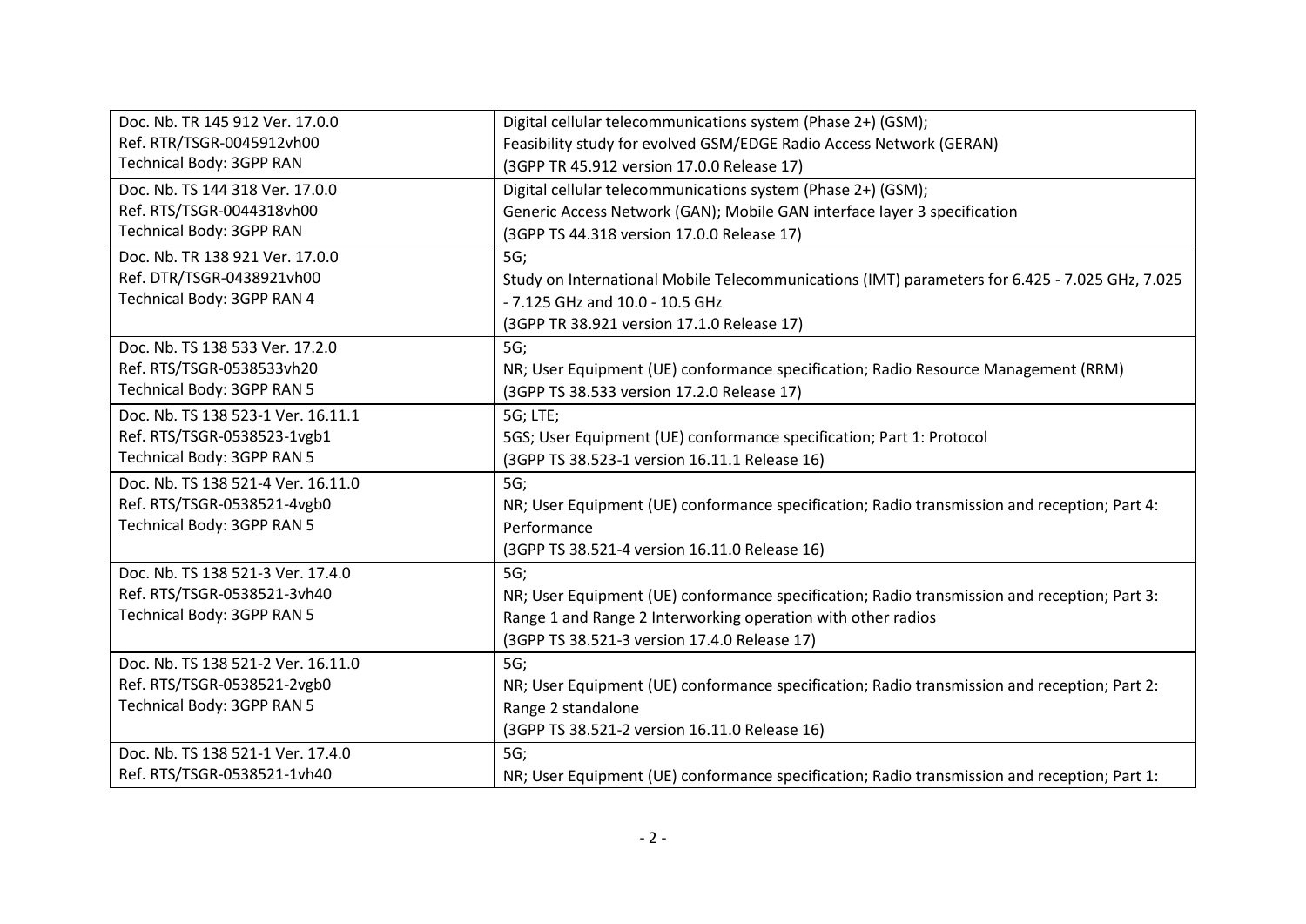| | |
|---|---|
| Doc. Nb. TR 145 912 Ver. 17.0.0<br>Ref. RTR/TSGR-0045912vh00<br>Technical Body: 3GPP RAN | Digital cellular telecommunications system (Phase 2+) (GSM);<br>Feasibility study for evolved GSM/EDGE Radio Access Network (GERAN)<br>(3GPP TR 45.912 version 17.0.0 Release 17) |
| Doc. Nb. TS 144 318 Ver. 17.0.0<br>Ref. RTS/TSGR-0044318vh00<br>Technical Body: 3GPP RAN | Digital cellular telecommunications system (Phase 2+) (GSM);<br>Generic Access Network (GAN); Mobile GAN interface layer 3 specification<br>(3GPP TS 44.318 version 17.0.0 Release 17) |
| Doc. Nb. TR 138 921 Ver. 17.0.0<br>Ref. DTR/TSGR-0438921vh00<br>Technical Body: 3GPP RAN 4 | 5G;<br>Study on International Mobile Telecommunications (IMT) parameters for 6.425 - 7.025 GHz, 7.025 - 7.125 GHz and 10.0 - 10.5 GHz<br>(3GPP TR 38.921 version 17.1.0 Release 17) |
| Doc. Nb. TS 138 533 Ver. 17.2.0<br>Ref. RTS/TSGR-0538533vh20<br>Technical Body: 3GPP RAN 5 | 5G;<br>NR; User Equipment (UE) conformance specification; Radio Resource Management (RRM)<br>(3GPP TS 38.533 version 17.2.0 Release 17) |
| Doc. Nb. TS 138 523-1 Ver. 16.11.1<br>Ref. RTS/TSGR-0538523-1vgb1<br>Technical Body: 3GPP RAN 5 | 5G; LTE;<br>5GS; User Equipment (UE) conformance specification; Part 1: Protocol<br>(3GPP TS 38.523-1 version 16.11.1 Release 16) |
| Doc. Nb. TS 138 521-4 Ver. 16.11.0<br>Ref. RTS/TSGR-0538521-4vgb0<br>Technical Body: 3GPP RAN 5 | 5G;<br>NR; User Equipment (UE) conformance specification; Radio transmission and reception; Part 4: Performance<br>(3GPP TS 38.521-4 version 16.11.0 Release 16) |
| Doc. Nb. TS 138 521-3 Ver. 17.4.0<br>Ref. RTS/TSGR-0538521-3vh40<br>Technical Body: 3GPP RAN 5 | 5G;<br>NR; User Equipment (UE) conformance specification; Radio transmission and reception; Part 3: Range 1 and Range 2 Interworking operation with other radios<br>(3GPP TS 38.521-3 version 17.4.0 Release 17) |
| Doc. Nb. TS 138 521-2 Ver. 16.11.0<br>Ref. RTS/TSGR-0538521-2vgb0<br>Technical Body: 3GPP RAN 5 | 5G;<br>NR; User Equipment (UE) conformance specification; Radio transmission and reception; Part 2: Range 2 standalone<br>(3GPP TS 38.521-2 version 16.11.0 Release 16) |
| Doc. Nb. TS 138 521-1 Ver. 17.4.0<br>Ref. RTS/TSGR-0538521-1vh40 | 5G;<br>NR; User Equipment (UE) conformance specification; Radio transmission and reception; Part 1: |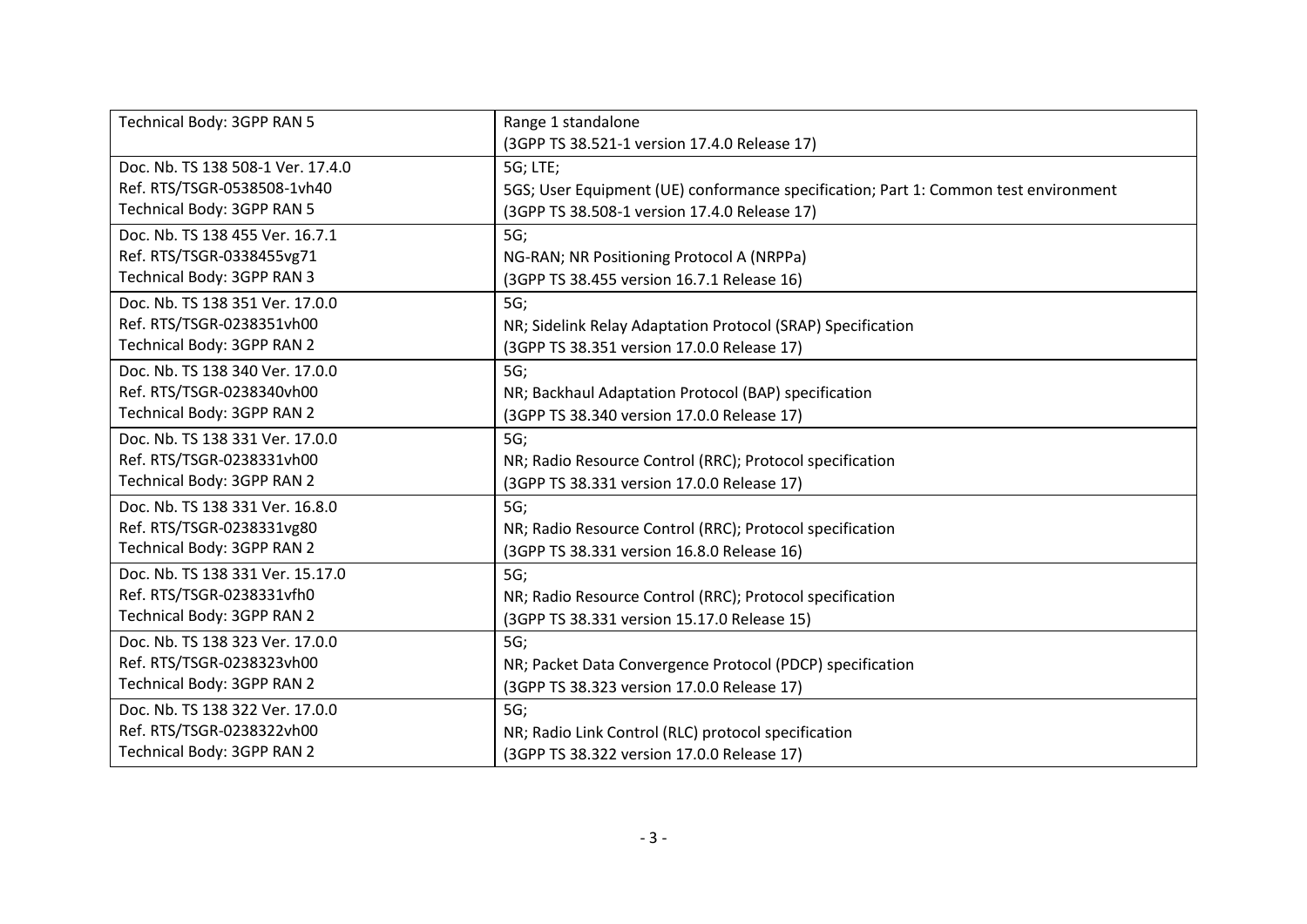| | |
|---|---|
| Technical Body: 3GPP RAN 5 | Range 1 standalone<br>(3GPP TS 38.521-1 version 17.4.0 Release 17) |
| Doc. Nb. TS 138 508-1 Ver. 17.4.0<br>Ref. RTS/TSGR-0538508-1vh40<br>Technical Body: 3GPP RAN 5 | 5G; LTE;<br>5GS; User Equipment (UE) conformance specification; Part 1: Common test environment<br>(3GPP TS 38.508-1 version 17.4.0 Release 17) |
| Doc. Nb. TS 138 455 Ver. 16.7.1<br>Ref. RTS/TSGR-0338455vg71<br>Technical Body: 3GPP RAN 3 | 5G;<br>NG-RAN; NR Positioning Protocol A (NRPPa)<br>(3GPP TS 38.455 version 16.7.1 Release 16) |
| Doc. Nb. TS 138 351 Ver. 17.0.0<br>Ref. RTS/TSGR-0238351vh00<br>Technical Body: 3GPP RAN 2 | 5G;<br>NR; Sidelink Relay Adaptation Protocol (SRAP) Specification<br>(3GPP TS 38.351 version 17.0.0 Release 17) |
| Doc. Nb. TS 138 340 Ver. 17.0.0<br>Ref. RTS/TSGR-0238340vh00<br>Technical Body: 3GPP RAN 2 | 5G;<br>NR; Backhaul Adaptation Protocol (BAP) specification<br>(3GPP TS 38.340 version 17.0.0 Release 17) |
| Doc. Nb. TS 138 331 Ver. 17.0.0<br>Ref. RTS/TSGR-0238331vh00<br>Technical Body: 3GPP RAN 2 | 5G;<br>NR; Radio Resource Control (RRC); Protocol specification<br>(3GPP TS 38.331 version 17.0.0 Release 17) |
| Doc. Nb. TS 138 331 Ver. 16.8.0<br>Ref. RTS/TSGR-0238331vg80<br>Technical Body: 3GPP RAN 2 | 5G;<br>NR; Radio Resource Control (RRC); Protocol specification<br>(3GPP TS 38.331 version 16.8.0 Release 16) |
| Doc. Nb. TS 138 331 Ver. 15.17.0<br>Ref. RTS/TSGR-0238331vfh0<br>Technical Body: 3GPP RAN 2 | 5G;<br>NR; Radio Resource Control (RRC); Protocol specification<br>(3GPP TS 38.331 version 15.17.0 Release 15) |
| Doc. Nb. TS 138 323 Ver. 17.0.0<br>Ref. RTS/TSGR-0238323vh00<br>Technical Body: 3GPP RAN 2 | 5G;<br>NR; Packet Data Convergence Protocol (PDCP) specification<br>(3GPP TS 38.323 version 17.0.0 Release 17) |
| Doc. Nb. TS 138 322 Ver. 17.0.0<br>Ref. RTS/TSGR-0238322vh00<br>Technical Body: 3GPP RAN 2 | 5G;<br>NR; Radio Link Control (RLC) protocol specification<br>(3GPP TS 38.322 version 17.0.0 Release 17) |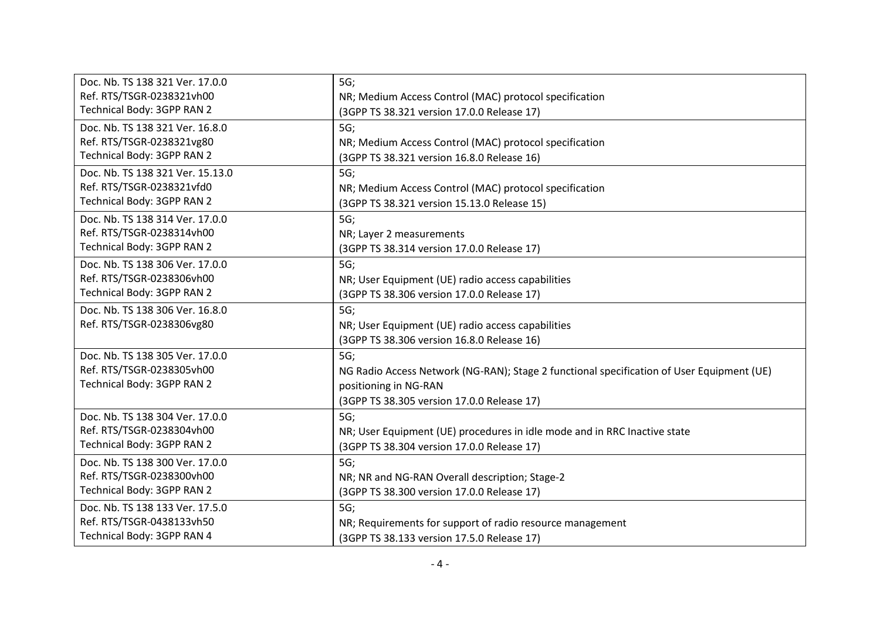| | |
|---|---|
| Doc. Nb. TS 138 321 Ver. 17.0.0<br>Ref. RTS/TSGR-0238321vh00<br>Technical Body: 3GPP RAN 2 | 5G;<br>NR; Medium Access Control (MAC) protocol specification<br>(3GPP TS 38.321 version 17.0.0 Release 17) |
| Doc. Nb. TS 138 321 Ver. 16.8.0<br>Ref. RTS/TSGR-0238321vg80<br>Technical Body: 3GPP RAN 2 | 5G;<br>NR; Medium Access Control (MAC) protocol specification<br>(3GPP TS 38.321 version 16.8.0 Release 16) |
| Doc. Nb. TS 138 321 Ver. 15.13.0<br>Ref. RTS/TSGR-0238321vfd0<br>Technical Body: 3GPP RAN 2 | 5G;<br>NR; Medium Access Control (MAC) protocol specification<br>(3GPP TS 38.321 version 15.13.0 Release 15) |
| Doc. Nb. TS 138 314 Ver. 17.0.0<br>Ref. RTS/TSGR-0238314vh00<br>Technical Body: 3GPP RAN 2 | 5G;<br>NR; Layer 2 measurements<br>(3GPP TS 38.314 version 17.0.0 Release 17) |
| Doc. Nb. TS 138 306 Ver. 17.0.0<br>Ref. RTS/TSGR-0238306vh00<br>Technical Body: 3GPP RAN 2 | 5G;<br>NR; User Equipment (UE) radio access capabilities<br>(3GPP TS 38.306 version 17.0.0 Release 17) |
| Doc. Nb. TS 138 306 Ver. 16.8.0<br>Ref. RTS/TSGR-0238306vg80 | 5G;<br>NR; User Equipment (UE) radio access capabilities<br>(3GPP TS 38.306 version 16.8.0 Release 16) |
| Doc. Nb. TS 138 305 Ver. 17.0.0<br>Ref. RTS/TSGR-0238305vh00<br>Technical Body: 3GPP RAN 2 | 5G;<br>NG Radio Access Network (NG-RAN); Stage 2 functional specification of User Equipment (UE) positioning in NG-RAN<br>(3GPP TS 38.305 version 17.0.0 Release 17) |
| Doc. Nb. TS 138 304 Ver. 17.0.0<br>Ref. RTS/TSGR-0238304vh00<br>Technical Body: 3GPP RAN 2 | 5G;<br>NR; User Equipment (UE) procedures in idle mode and in RRC Inactive state<br>(3GPP TS 38.304 version 17.0.0 Release 17) |
| Doc. Nb. TS 138 300 Ver. 17.0.0<br>Ref. RTS/TSGR-0238300vh00<br>Technical Body: 3GPP RAN 2 | 5G;<br>NR; NR and NG-RAN Overall description; Stage-2<br>(3GPP TS 38.300 version 17.0.0 Release 17) |
| Doc. Nb. TS 138 133 Ver. 17.5.0<br>Ref. RTS/TSGR-0438133vh50<br>Technical Body: 3GPP RAN 4 | 5G;<br>NR; Requirements for support of radio resource management<br>(3GPP TS 38.133 version 17.5.0 Release 17) |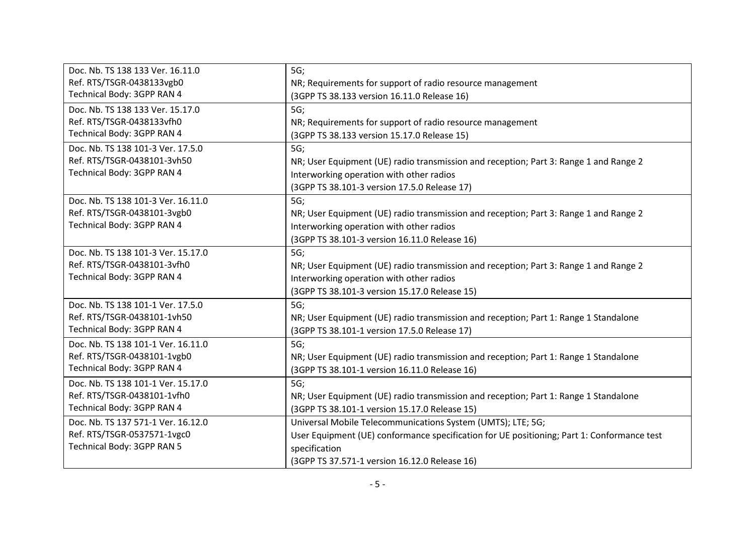| | |
|---|---|
| Doc. Nb. TS 138 133 Ver. 16.11.0<br>Ref. RTS/TSGR-0438133vgb0<br>Technical Body: 3GPP RAN 4 | 5G;<br>NR; Requirements for support of radio resource management<br>(3GPP TS 38.133 version 16.11.0 Release 16) |
| Doc. Nb. TS 138 133 Ver. 15.17.0<br>Ref. RTS/TSGR-0438133vfh0<br>Technical Body: 3GPP RAN 4 | 5G;<br>NR; Requirements for support of radio resource management<br>(3GPP TS 38.133 version 15.17.0 Release 15) |
| Doc. Nb. TS 138 101-3 Ver. 17.5.0<br>Ref. RTS/TSGR-0438101-3vh50<br>Technical Body: 3GPP RAN 4 | 5G;<br>NR; User Equipment (UE) radio transmission and reception; Part 3: Range 1 and Range 2 Interworking operation with other radios<br>(3GPP TS 38.101-3 version 17.5.0 Release 17) |
| Doc. Nb. TS 138 101-3 Ver. 16.11.0<br>Ref. RTS/TSGR-0438101-3vgb0<br>Technical Body: 3GPP RAN 4 | 5G;<br>NR; User Equipment (UE) radio transmission and reception; Part 3: Range 1 and Range 2 Interworking operation with other radios<br>(3GPP TS 38.101-3 version 16.11.0 Release 16) |
| Doc. Nb. TS 138 101-3 Ver. 15.17.0<br>Ref. RTS/TSGR-0438101-3vfh0<br>Technical Body: 3GPP RAN 4 | 5G;<br>NR; User Equipment (UE) radio transmission and reception; Part 3: Range 1 and Range 2 Interworking operation with other radios<br>(3GPP TS 38.101-3 version 15.17.0 Release 15) |
| Doc. Nb. TS 138 101-1 Ver. 17.5.0<br>Ref. RTS/TSGR-0438101-1vh50<br>Technical Body: 3GPP RAN 4 | 5G;<br>NR; User Equipment (UE) radio transmission and reception; Part 1: Range 1 Standalone<br>(3GPP TS 38.101-1 version 17.5.0 Release 17) |
| Doc. Nb. TS 138 101-1 Ver. 16.11.0<br>Ref. RTS/TSGR-0438101-1vgb0<br>Technical Body: 3GPP RAN 4 | 5G;<br>NR; User Equipment (UE) radio transmission and reception; Part 1: Range 1 Standalone<br>(3GPP TS 38.101-1 version 16.11.0 Release 16) |
| Doc. Nb. TS 138 101-1 Ver. 15.17.0<br>Ref. RTS/TSGR-0438101-1vfh0<br>Technical Body: 3GPP RAN 4 | 5G;<br>NR; User Equipment (UE) radio transmission and reception; Part 1: Range 1 Standalone<br>(3GPP TS 38.101-1 version 15.17.0 Release 15) |
| Doc. Nb. TS 137 571-1 Ver. 16.12.0<br>Ref. RTS/TSGR-0537571-1vgc0<br>Technical Body: 3GPP RAN 5 | Universal Mobile Telecommunications System (UMTS); LTE; 5G;<br>User Equipment (UE) conformance specification for UE positioning; Part 1: Conformance test specification<br>(3GPP TS 37.571-1 version 16.12.0 Release 16) |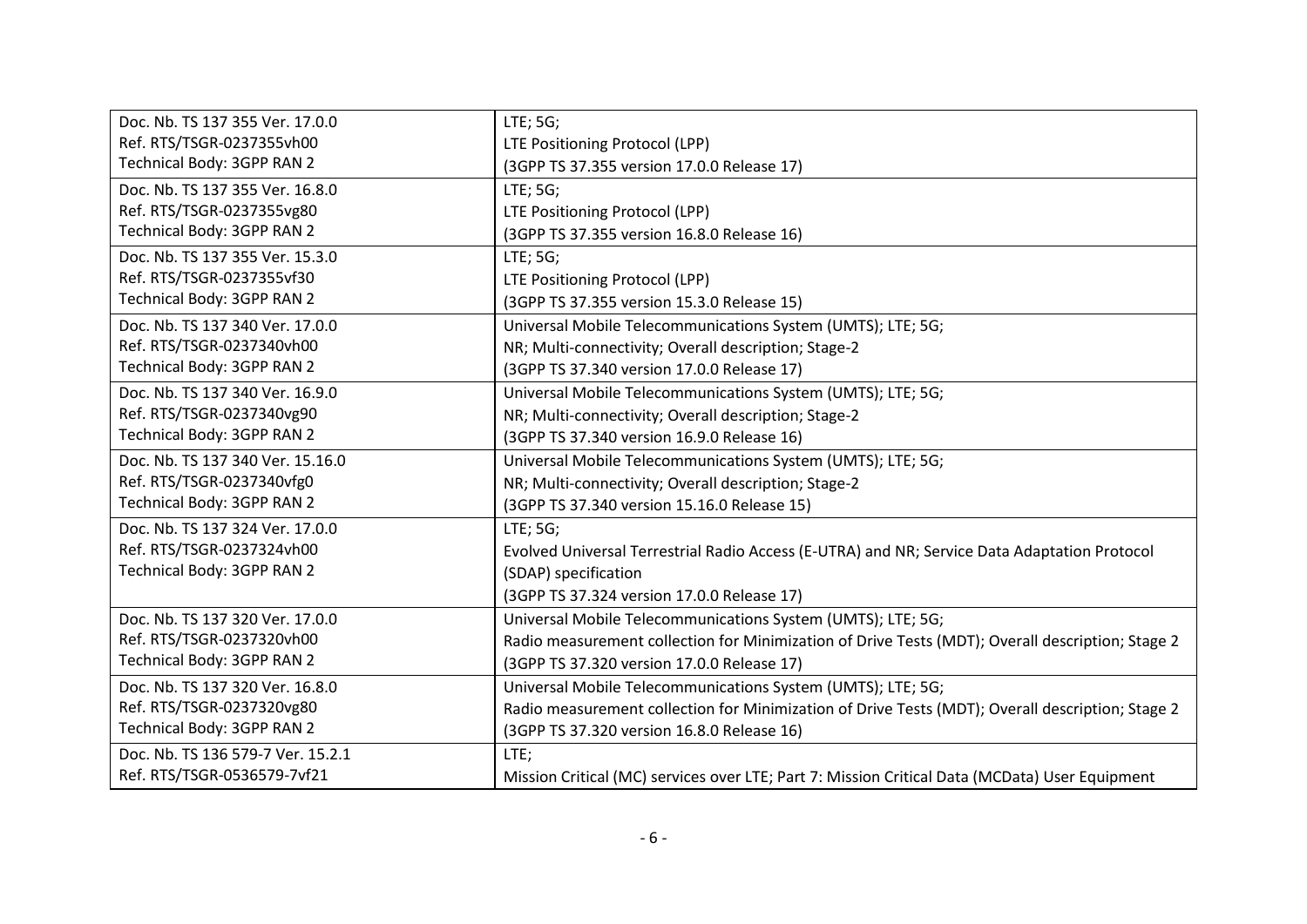| Doc. Nb. TS 137 355 Ver. 17.0.0<br>Ref. RTS/TSGR-0237355vh00<br>Technical Body: 3GPP RAN 2 | LTE; 5G;<br>LTE Positioning Protocol (LPP)<br>(3GPP TS 37.355 version 17.0.0 Release 17) |
|---|---|
| Doc. Nb. TS 137 355 Ver. 16.8.0<br>Ref. RTS/TSGR-0237355vg80<br>Technical Body: 3GPP RAN 2 | LTE; 5G;<br>LTE Positioning Protocol (LPP)<br>(3GPP TS 37.355 version 16.8.0 Release 16) |
| Doc. Nb. TS 137 355 Ver. 15.3.0<br>Ref. RTS/TSGR-0237355vf30<br>Technical Body: 3GPP RAN 2 | LTE; 5G;<br>LTE Positioning Protocol (LPP)<br>(3GPP TS 37.355 version 15.3.0 Release 15) |
| Doc. Nb. TS 137 340 Ver. 17.0.0<br>Ref. RTS/TSGR-0237340vh00<br>Technical Body: 3GPP RAN 2 | Universal Mobile Telecommunications System (UMTS); LTE; 5G;<br>NR; Multi-connectivity; Overall description; Stage-2<br>(3GPP TS 37.340 version 17.0.0 Release 17) |
| Doc. Nb. TS 137 340 Ver. 16.9.0<br>Ref. RTS/TSGR-0237340vg90<br>Technical Body: 3GPP RAN 2 | Universal Mobile Telecommunications System (UMTS); LTE; 5G;<br>NR; Multi-connectivity; Overall description; Stage-2<br>(3GPP TS 37.340 version 16.9.0 Release 16) |
| Doc. Nb. TS 137 340 Ver. 15.16.0<br>Ref. RTS/TSGR-0237340vfg0<br>Technical Body: 3GPP RAN 2 | Universal Mobile Telecommunications System (UMTS); LTE; 5G;<br>NR; Multi-connectivity; Overall description; Stage-2<br>(3GPP TS 37.340 version 15.16.0 Release 15) |
| Doc. Nb. TS 137 324 Ver. 17.0.0<br>Ref. RTS/TSGR-0237324vh00<br>Technical Body: 3GPP RAN 2 | LTE; 5G;<br>Evolved Universal Terrestrial Radio Access (E-UTRA) and NR; Service Data Adaptation Protocol (SDAP) specification<br>(3GPP TS 37.324 version 17.0.0 Release 17) |
| Doc. Nb. TS 137 320 Ver. 17.0.0<br>Ref. RTS/TSGR-0237320vh00<br>Technical Body: 3GPP RAN 2 | Universal Mobile Telecommunications System (UMTS); LTE; 5G;<br>Radio measurement collection for Minimization of Drive Tests (MDT); Overall description; Stage 2<br>(3GPP TS 37.320 version 17.0.0 Release 17) |
| Doc. Nb. TS 137 320 Ver. 16.8.0<br>Ref. RTS/TSGR-0237320vg80<br>Technical Body: 3GPP RAN 2 | Universal Mobile Telecommunications System (UMTS); LTE; 5G;<br>Radio measurement collection for Minimization of Drive Tests (MDT); Overall description; Stage 2<br>(3GPP TS 37.320 version 16.8.0 Release 16) |
| Doc. Nb. TS 136 579-7 Ver. 15.2.1<br>Ref. RTS/TSGR-0536579-7vf21 | LTE;<br>Mission Critical (MC) services over LTE; Part 7: Mission Critical Data (MCData) User Equipment |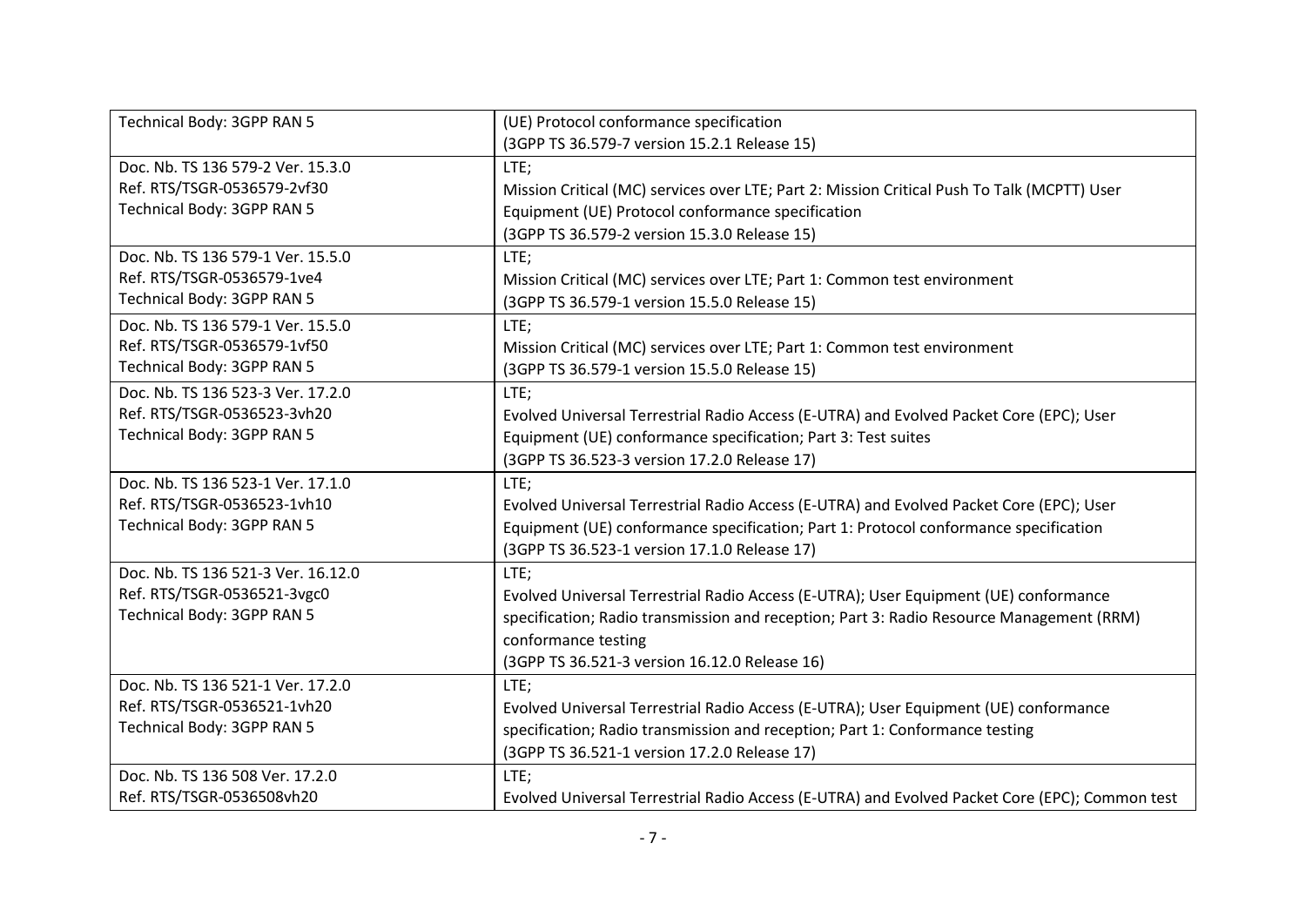| | |
|---|---|
| Technical Body: 3GPP RAN 5 | (UE) Protocol conformance specification<br>(3GPP TS 36.579-7 version 15.2.1 Release 15) |
| Doc. Nb. TS 136 579-2 Ver. 15.3.0<br>Ref. RTS/TSGR-0536579-2vf30<br>Technical Body: 3GPP RAN 5 | LTE;<br>Mission Critical (MC) services over LTE; Part 2: Mission Critical Push To Talk (MCPTT) User Equipment (UE) Protocol conformance specification<br>(3GPP TS 36.579-2 version 15.3.0 Release 15) |
| Doc. Nb. TS 136 579-1 Ver. 15.5.0<br>Ref. RTS/TSGR-0536579-1ve4<br>Technical Body: 3GPP RAN 5 | LTE;<br>Mission Critical (MC) services over LTE; Part 1: Common test environment<br>(3GPP TS 36.579-1 version 15.5.0 Release 15) |
| Doc. Nb. TS 136 579-1 Ver. 15.5.0<br>Ref. RTS/TSGR-0536579-1vf50<br>Technical Body: 3GPP RAN 5 | LTE;<br>Mission Critical (MC) services over LTE; Part 1: Common test environment<br>(3GPP TS 36.579-1 version 15.5.0 Release 15) |
| Doc. Nb. TS 136 523-3 Ver. 17.2.0<br>Ref. RTS/TSGR-0536523-3vh20<br>Technical Body: 3GPP RAN 5 | LTE;<br>Evolved Universal Terrestrial Radio Access (E-UTRA) and Evolved Packet Core (EPC); User Equipment (UE) conformance specification; Part 3: Test suites<br>(3GPP TS 36.523-3 version 17.2.0 Release 17) |
| Doc. Nb. TS 136 523-1 Ver. 17.1.0<br>Ref. RTS/TSGR-0536523-1vh10<br>Technical Body: 3GPP RAN 5 | LTE;<br>Evolved Universal Terrestrial Radio Access (E-UTRA) and Evolved Packet Core (EPC); User Equipment (UE) conformance specification; Part 1: Protocol conformance specification<br>(3GPP TS 36.523-1 version 17.1.0 Release 17) |
| Doc. Nb. TS 136 521-3 Ver. 16.12.0<br>Ref. RTS/TSGR-0536521-3vgc0<br>Technical Body: 3GPP RAN 5 | LTE;<br>Evolved Universal Terrestrial Radio Access (E-UTRA); User Equipment (UE) conformance specification; Radio transmission and reception; Part 3: Radio Resource Management (RRM) conformance testing<br>(3GPP TS 36.521-3 version 16.12.0 Release 16) |
| Doc. Nb. TS 136 521-1 Ver. 17.2.0<br>Ref. RTS/TSGR-0536521-1vh20<br>Technical Body: 3GPP RAN 5 | LTE;<br>Evolved Universal Terrestrial Radio Access (E-UTRA); User Equipment (UE) conformance specification; Radio transmission and reception; Part 1: Conformance testing<br>(3GPP TS 36.521-1 version 17.2.0 Release 17) |
| Doc. Nb. TS 136 508 Ver. 17.2.0<br>Ref. RTS/TSGR-0536508vh20 | LTE;<br>Evolved Universal Terrestrial Radio Access (E-UTRA) and Evolved Packet Core (EPC); Common test |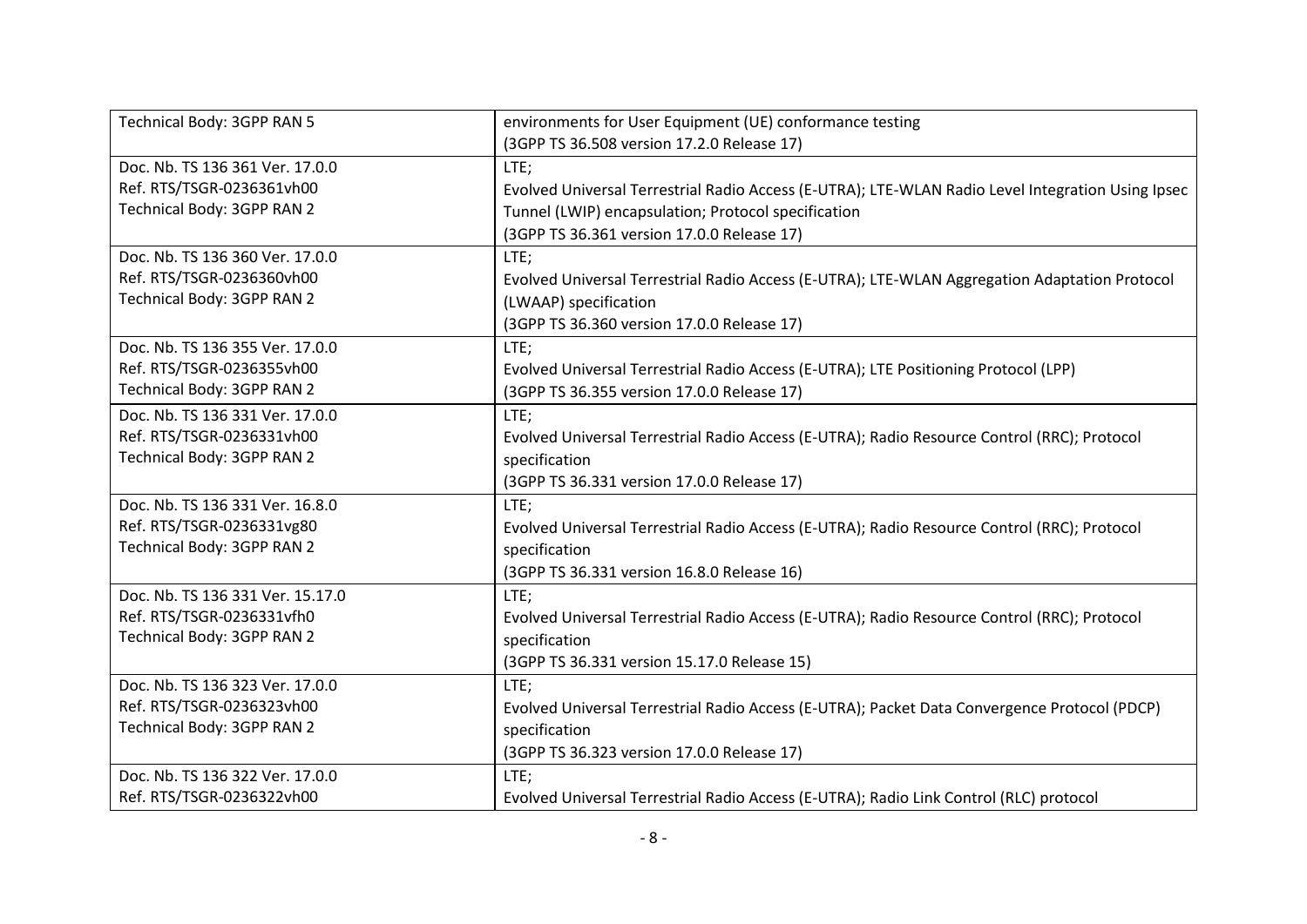| | |
|---|---|
| Technical Body: 3GPP RAN 5 | environments for User Equipment (UE) conformance testing<br>(3GPP TS 36.508 version 17.2.0 Release 17) |
| Doc. Nb. TS 136 361 Ver. 17.0.0<br>Ref. RTS/TSGR-0236361vh00<br>Technical Body: 3GPP RAN 2 | LTE;<br>Evolved Universal Terrestrial Radio Access (E-UTRA); LTE-WLAN Radio Level Integration Using Ipsec Tunnel (LWIP) encapsulation; Protocol specification<br>(3GPP TS 36.361 version 17.0.0 Release 17) |
| Doc. Nb. TS 136 360 Ver. 17.0.0<br>Ref. RTS/TSGR-0236360vh00<br>Technical Body: 3GPP RAN 2 | LTE;<br>Evolved Universal Terrestrial Radio Access (E-UTRA); LTE-WLAN Aggregation Adaptation Protocol (LWAAP) specification<br>(3GPP TS 36.360 version 17.0.0 Release 17) |
| Doc. Nb. TS 136 355 Ver. 17.0.0<br>Ref. RTS/TSGR-0236355vh00<br>Technical Body: 3GPP RAN 2 | LTE;<br>Evolved Universal Terrestrial Radio Access (E-UTRA); LTE Positioning Protocol (LPP)<br>(3GPP TS 36.355 version 17.0.0 Release 17) |
| Doc. Nb. TS 136 331 Ver. 17.0.0<br>Ref. RTS/TSGR-0236331vh00<br>Technical Body: 3GPP RAN 2 | LTE;<br>Evolved Universal Terrestrial Radio Access (E-UTRA); Radio Resource Control (RRC); Protocol specification<br>(3GPP TS 36.331 version 17.0.0 Release 17) |
| Doc. Nb. TS 136 331 Ver. 16.8.0<br>Ref. RTS/TSGR-0236331vg80<br>Technical Body: 3GPP RAN 2 | LTE;<br>Evolved Universal Terrestrial Radio Access (E-UTRA); Radio Resource Control (RRC); Protocol specification<br>(3GPP TS 36.331 version 16.8.0 Release 16) |
| Doc. Nb. TS 136 331 Ver. 15.17.0<br>Ref. RTS/TSGR-0236331vfh0<br>Technical Body: 3GPP RAN 2 | LTE;<br>Evolved Universal Terrestrial Radio Access (E-UTRA); Radio Resource Control (RRC); Protocol specification<br>(3GPP TS 36.331 version 15.17.0 Release 15) |
| Doc. Nb. TS 136 323 Ver. 17.0.0<br>Ref. RTS/TSGR-0236323vh00<br>Technical Body: 3GPP RAN 2 | LTE;<br>Evolved Universal Terrestrial Radio Access (E-UTRA); Packet Data Convergence Protocol (PDCP) specification<br>(3GPP TS 36.323 version 17.0.0 Release 17) |
| Doc. Nb. TS 136 322 Ver. 17.0.0<br>Ref. RTS/TSGR-0236322vh00 | LTE;<br>Evolved Universal Terrestrial Radio Access (E-UTRA); Radio Link Control (RLC) protocol |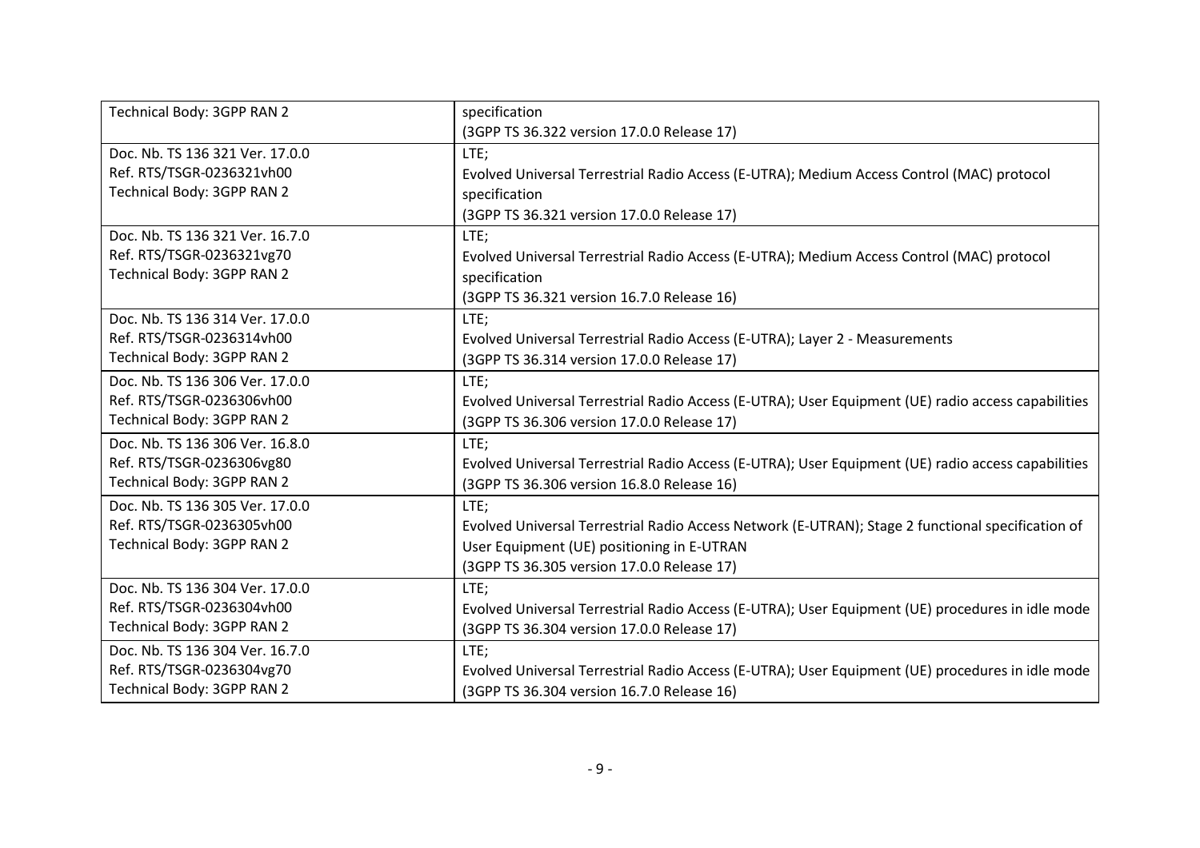| | |
|---|---|
| Technical Body: 3GPP RAN 2 | specification<br>(3GPP TS 36.322 version 17.0.0 Release 17) |
| Doc. Nb. TS 136 321 Ver. 17.0.0<br>Ref. RTS/TSGR-0236321vh00<br>Technical Body: 3GPP RAN 2 | LTE;<br>Evolved Universal Terrestrial Radio Access (E-UTRA); Medium Access Control (MAC) protocol specification<br>(3GPP TS 36.321 version 17.0.0 Release 17) |
| Doc. Nb. TS 136 321 Ver. 16.7.0<br>Ref. RTS/TSGR-0236321vg70<br>Technical Body: 3GPP RAN 2 | LTE;<br>Evolved Universal Terrestrial Radio Access (E-UTRA); Medium Access Control (MAC) protocol specification<br>(3GPP TS 36.321 version 16.7.0 Release 16) |
| Doc. Nb. TS 136 314 Ver. 17.0.0<br>Ref. RTS/TSGR-0236314vh00<br>Technical Body: 3GPP RAN 2 | LTE;<br>Evolved Universal Terrestrial Radio Access (E-UTRA); Layer 2 - Measurements<br>(3GPP TS 36.314 version 17.0.0 Release 17) |
| Doc. Nb. TS 136 306 Ver. 17.0.0<br>Ref. RTS/TSGR-0236306vh00<br>Technical Body: 3GPP RAN 2 | LTE;<br>Evolved Universal Terrestrial Radio Access (E-UTRA); User Equipment (UE) radio access capabilities<br>(3GPP TS 36.306 version 17.0.0 Release 17) |
| Doc. Nb. TS 136 306 Ver. 16.8.0<br>Ref. RTS/TSGR-0236306vg80<br>Technical Body: 3GPP RAN 2 | LTE;<br>Evolved Universal Terrestrial Radio Access (E-UTRA); User Equipment (UE) radio access capabilities<br>(3GPP TS 36.306 version 16.8.0 Release 16) |
| Doc. Nb. TS 136 305 Ver. 17.0.0<br>Ref. RTS/TSGR-0236305vh00<br>Technical Body: 3GPP RAN 2 | LTE;<br>Evolved Universal Terrestrial Radio Access Network (E-UTRAN); Stage 2 functional specification of User Equipment (UE) positioning in E-UTRAN<br>(3GPP TS 36.305 version 17.0.0 Release 17) |
| Doc. Nb. TS 136 304 Ver. 17.0.0<br>Ref. RTS/TSGR-0236304vh00<br>Technical Body: 3GPP RAN 2 | LTE;<br>Evolved Universal Terrestrial Radio Access (E-UTRA); User Equipment (UE) procedures in idle mode<br>(3GPP TS 36.304 version 17.0.0 Release 17) |
| Doc. Nb. TS 136 304 Ver. 16.7.0<br>Ref. RTS/TSGR-0236304vg70<br>Technical Body: 3GPP RAN 2 | LTE;<br>Evolved Universal Terrestrial Radio Access (E-UTRA); User Equipment (UE) procedures in idle mode<br>(3GPP TS 36.304 version 16.7.0 Release 16) |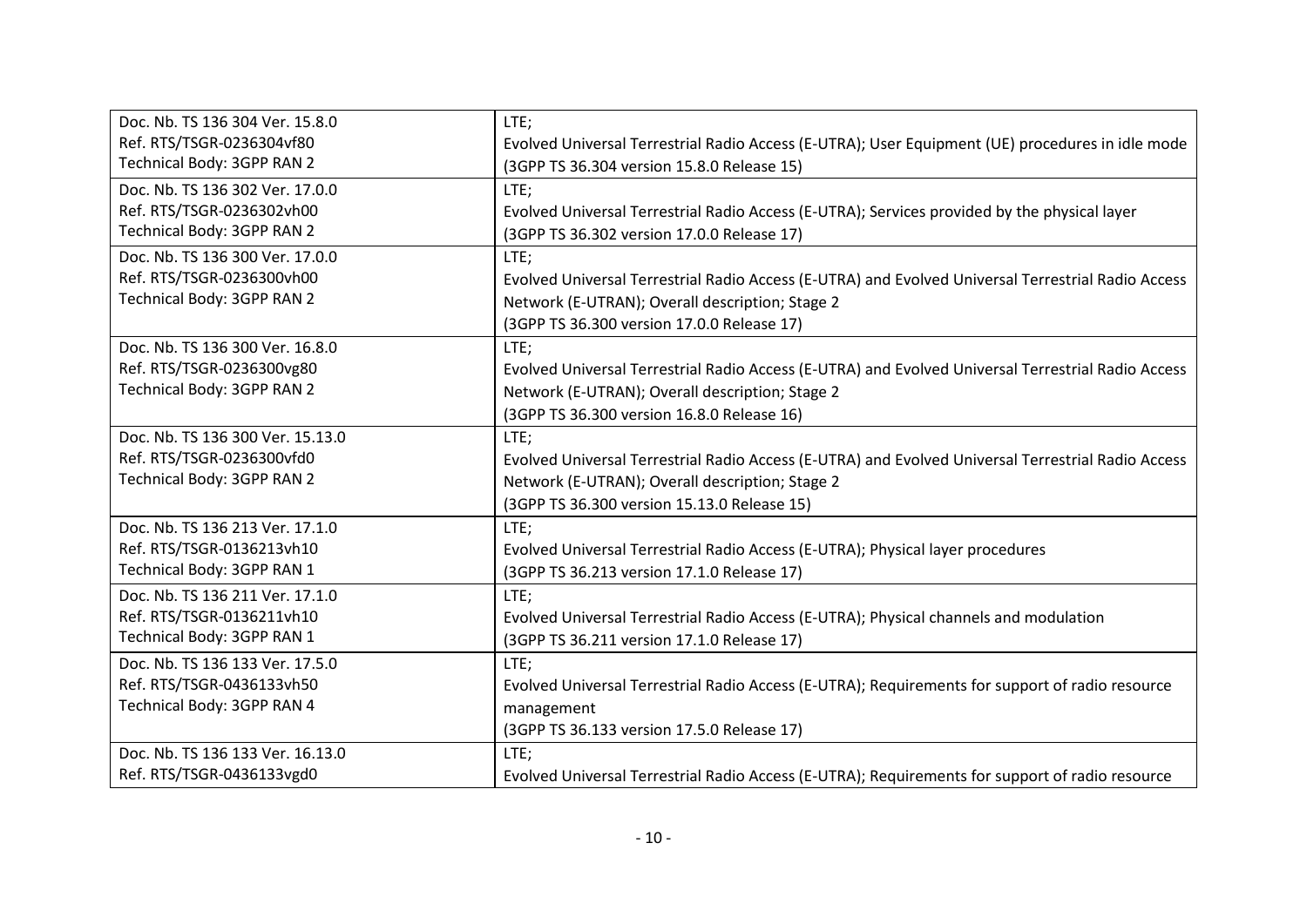| | |
|---|---|
| Doc. Nb. TS 136 304 Ver. 15.8.0<br>Ref. RTS/TSGR-0236304vf80<br>Technical Body: 3GPP RAN 2 | LTE;<br>Evolved Universal Terrestrial Radio Access (E-UTRA); User Equipment (UE) procedures in idle mode<br>(3GPP TS 36.304 version 15.8.0 Release 15) |
| Doc. Nb. TS 136 302 Ver. 17.0.0<br>Ref. RTS/TSGR-0236302vh00<br>Technical Body: 3GPP RAN 2 | LTE;<br>Evolved Universal Terrestrial Radio Access (E-UTRA); Services provided by the physical layer<br>(3GPP TS 36.302 version 17.0.0 Release 17) |
| Doc. Nb. TS 136 300 Ver. 17.0.0<br>Ref. RTS/TSGR-0236300vh00<br>Technical Body: 3GPP RAN 2 | LTE;<br>Evolved Universal Terrestrial Radio Access (E-UTRA) and Evolved Universal Terrestrial Radio Access Network (E-UTRAN); Overall description; Stage 2<br>(3GPP TS 36.300 version 17.0.0 Release 17) |
| Doc. Nb. TS 136 300 Ver. 16.8.0<br>Ref. RTS/TSGR-0236300vg80<br>Technical Body: 3GPP RAN 2 | LTE;<br>Evolved Universal Terrestrial Radio Access (E-UTRA) and Evolved Universal Terrestrial Radio Access Network (E-UTRAN); Overall description; Stage 2<br>(3GPP TS 36.300 version 16.8.0 Release 16) |
| Doc. Nb. TS 136 300 Ver. 15.13.0<br>Ref. RTS/TSGR-0236300vfd0<br>Technical Body: 3GPP RAN 2 | LTE;<br>Evolved Universal Terrestrial Radio Access (E-UTRA) and Evolved Universal Terrestrial Radio Access Network (E-UTRAN); Overall description; Stage 2<br>(3GPP TS 36.300 version 15.13.0 Release 15) |
| Doc. Nb. TS 136 213 Ver. 17.1.0<br>Ref. RTS/TSGR-0136213vh10<br>Technical Body: 3GPP RAN 1 | LTE;<br>Evolved Universal Terrestrial Radio Access (E-UTRA); Physical layer procedures<br>(3GPP TS 36.213 version 17.1.0 Release 17) |
| Doc. Nb. TS 136 211 Ver. 17.1.0<br>Ref. RTS/TSGR-0136211vh10<br>Technical Body: 3GPP RAN 1 | LTE;<br>Evolved Universal Terrestrial Radio Access (E-UTRA); Physical channels and modulation<br>(3GPP TS 36.211 version 17.1.0 Release 17) |
| Doc. Nb. TS 136 133 Ver. 17.5.0<br>Ref. RTS/TSGR-0436133vh50<br>Technical Body: 3GPP RAN 4 | LTE;<br>Evolved Universal Terrestrial Radio Access (E-UTRA); Requirements for support of radio resource management<br>(3GPP TS 36.133 version 17.5.0 Release 17) |
| Doc. Nb. TS 136 133 Ver. 16.13.0<br>Ref. RTS/TSGR-0436133vgd0 | LTE;<br>Evolved Universal Terrestrial Radio Access (E-UTRA); Requirements for support of radio resource |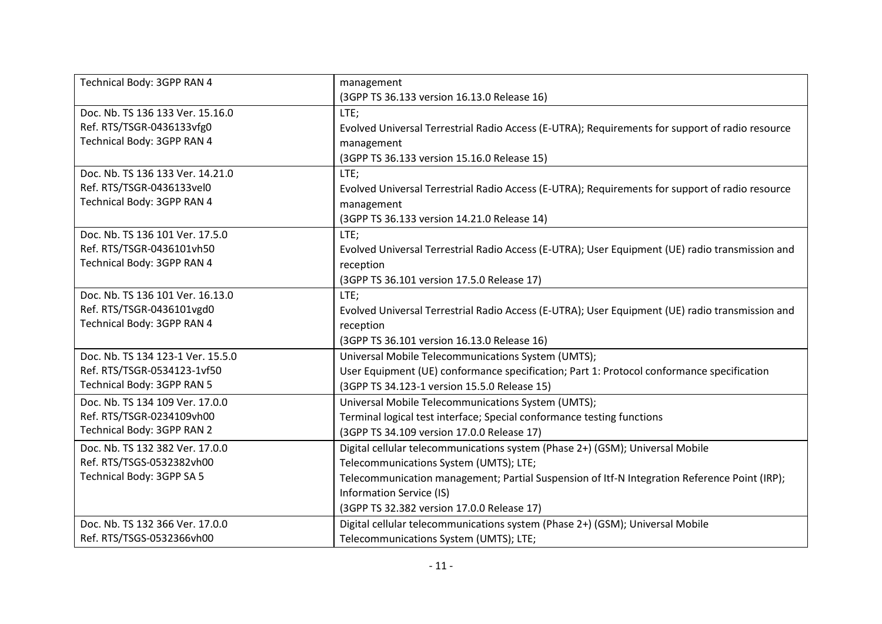| | |
|---|---|
| Technical Body: 3GPP RAN 4 | management<br>(3GPP TS 36.133 version 16.13.0 Release 16) |
| Doc. Nb. TS 136 133 Ver. 15.16.0<br>Ref. RTS/TSGR-0436133vfg0<br>Technical Body: 3GPP RAN 4 | LTE;<br>Evolved Universal Terrestrial Radio Access (E-UTRA); Requirements for support of radio resource management<br>(3GPP TS 36.133 version 15.16.0 Release 15) |
| Doc. Nb. TS 136 133 Ver. 14.21.0<br>Ref. RTS/TSGR-0436133vel0<br>Technical Body: 3GPP RAN 4 | LTE;<br>Evolved Universal Terrestrial Radio Access (E-UTRA); Requirements for support of radio resource management<br>(3GPP TS 36.133 version 14.21.0 Release 14) |
| Doc. Nb. TS 136 101 Ver. 17.5.0<br>Ref. RTS/TSGR-0436101vh50<br>Technical Body: 3GPP RAN 4 | LTE;<br>Evolved Universal Terrestrial Radio Access (E-UTRA); User Equipment (UE) radio transmission and reception<br>(3GPP TS 36.101 version 17.5.0 Release 17) |
| Doc. Nb. TS 136 101 Ver. 16.13.0<br>Ref. RTS/TSGR-0436101vgd0<br>Technical Body: 3GPP RAN 4 | LTE;<br>Evolved Universal Terrestrial Radio Access (E-UTRA); User Equipment (UE) radio transmission and reception<br>(3GPP TS 36.101 version 16.13.0 Release 16) |
| Doc. Nb. TS 134 123-1 Ver. 15.5.0<br>Ref. RTS/TSGR-0534123-1vf50<br>Technical Body: 3GPP RAN 5 | Universal Mobile Telecommunications System (UMTS);<br>User Equipment (UE) conformance specification; Part 1: Protocol conformance specification<br>(3GPP TS 34.123-1 version 15.5.0 Release 15) |
| Doc. Nb. TS 134 109 Ver. 17.0.0<br>Ref. RTS/TSGR-0234109vh00<br>Technical Body: 3GPP RAN 2 | Universal Mobile Telecommunications System (UMTS);<br>Terminal logical test interface; Special conformance testing functions<br>(3GPP TS 34.109 version 17.0.0 Release 17) |
| Doc. Nb. TS 132 382 Ver. 17.0.0<br>Ref. RTS/TSGS-0532382vh00<br>Technical Body: 3GPP SA 5 | Digital cellular telecommunications system (Phase 2+) (GSM); Universal Mobile Telecommunications System (UMTS); LTE;<br>Telecommunication management; Partial Suspension of Itf-N Integration Reference Point (IRP); Information Service (IS)<br>(3GPP TS 32.382 version 17.0.0 Release 17) |
| Doc. Nb. TS 132 366 Ver. 17.0.0<br>Ref. RTS/TSGS-0532366vh00 | Digital cellular telecommunications system (Phase 2+) (GSM); Universal Mobile Telecommunications System (UMTS); LTE; |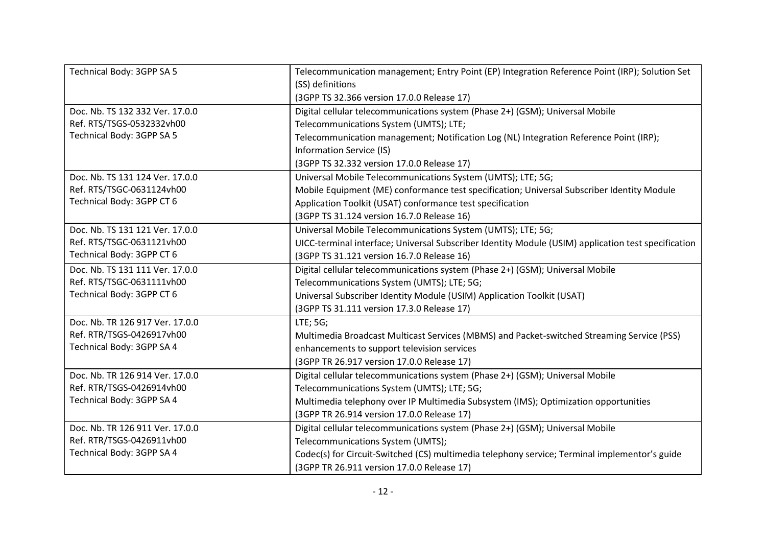| | |
|---|---|
| Technical Body: 3GPP SA 5 | Telecommunication management; Entry Point (EP) Integration Reference Point (IRP); Solution Set (SS) definitions<br>(3GPP TS 32.366 version 17.0.0 Release 17) |
| Doc. Nb. TS 132 332 Ver. 17.0.0<br>Ref. RTS/TSGS-0532332vh00<br>Technical Body: 3GPP SA 5 | Digital cellular telecommunications system (Phase 2+) (GSM); Universal Mobile Telecommunications System (UMTS); LTE;<br>Telecommunication management; Notification Log (NL) Integration Reference Point (IRP); Information Service (IS)<br>(3GPP TS 32.332 version 17.0.0 Release 17) |
| Doc. Nb. TS 131 124 Ver. 17.0.0<br>Ref. RTS/TSGC-0631124vh00<br>Technical Body: 3GPP CT 6 | Universal Mobile Telecommunications System (UMTS); LTE; 5G;<br>Mobile Equipment (ME) conformance test specification; Universal Subscriber Identity Module Application Toolkit (USAT) conformance test specification<br>(3GPP TS 31.124 version 16.7.0 Release 16) |
| Doc. Nb. TS 131 121 Ver. 17.0.0<br>Ref. RTS/TSGC-0631121vh00<br>Technical Body: 3GPP CT 6 | Universal Mobile Telecommunications System (UMTS); LTE; 5G;<br>UICC-terminal interface; Universal Subscriber Identity Module (USIM) application test specification<br>(3GPP TS 31.121 version 16.7.0 Release 16) |
| Doc. Nb. TS 131 111 Ver. 17.0.0<br>Ref. RTS/TSGC-0631111vh00<br>Technical Body: 3GPP CT 6 | Digital cellular telecommunications system (Phase 2+) (GSM); Universal Mobile Telecommunications System (UMTS); LTE; 5G;<br>Universal Subscriber Identity Module (USIM) Application Toolkit (USAT)<br>(3GPP TS 31.111 version 17.3.0 Release 17) |
| Doc. Nb. TR 126 917 Ver. 17.0.0<br>Ref. RTR/TSGS-0426917vh00<br>Technical Body: 3GPP SA 4 | LTE; 5G;<br>Multimedia Broadcast Multicast Services (MBMS) and Packet-switched Streaming Service (PSS) enhancements to support television services<br>(3GPP TR 26.917 version 17.0.0 Release 17) |
| Doc. Nb. TR 126 914 Ver. 17.0.0<br>Ref. RTR/TSGS-0426914vh00<br>Technical Body: 3GPP SA 4 | Digital cellular telecommunications system (Phase 2+) (GSM); Universal Mobile Telecommunications System (UMTS); LTE; 5G;<br>Multimedia telephony over IP Multimedia Subsystem (IMS); Optimization opportunities<br>(3GPP TR 26.914 version 17.0.0 Release 17) |
| Doc. Nb. TR 126 911 Ver. 17.0.0<br>Ref. RTR/TSGS-0426911vh00<br>Technical Body: 3GPP SA 4 | Digital cellular telecommunications system (Phase 2+) (GSM); Universal Mobile Telecommunications System (UMTS);<br>Codec(s) for Circuit-Switched (CS) multimedia telephony service; Terminal implementor's guide<br>(3GPP TR 26.911 version 17.0.0 Release 17) |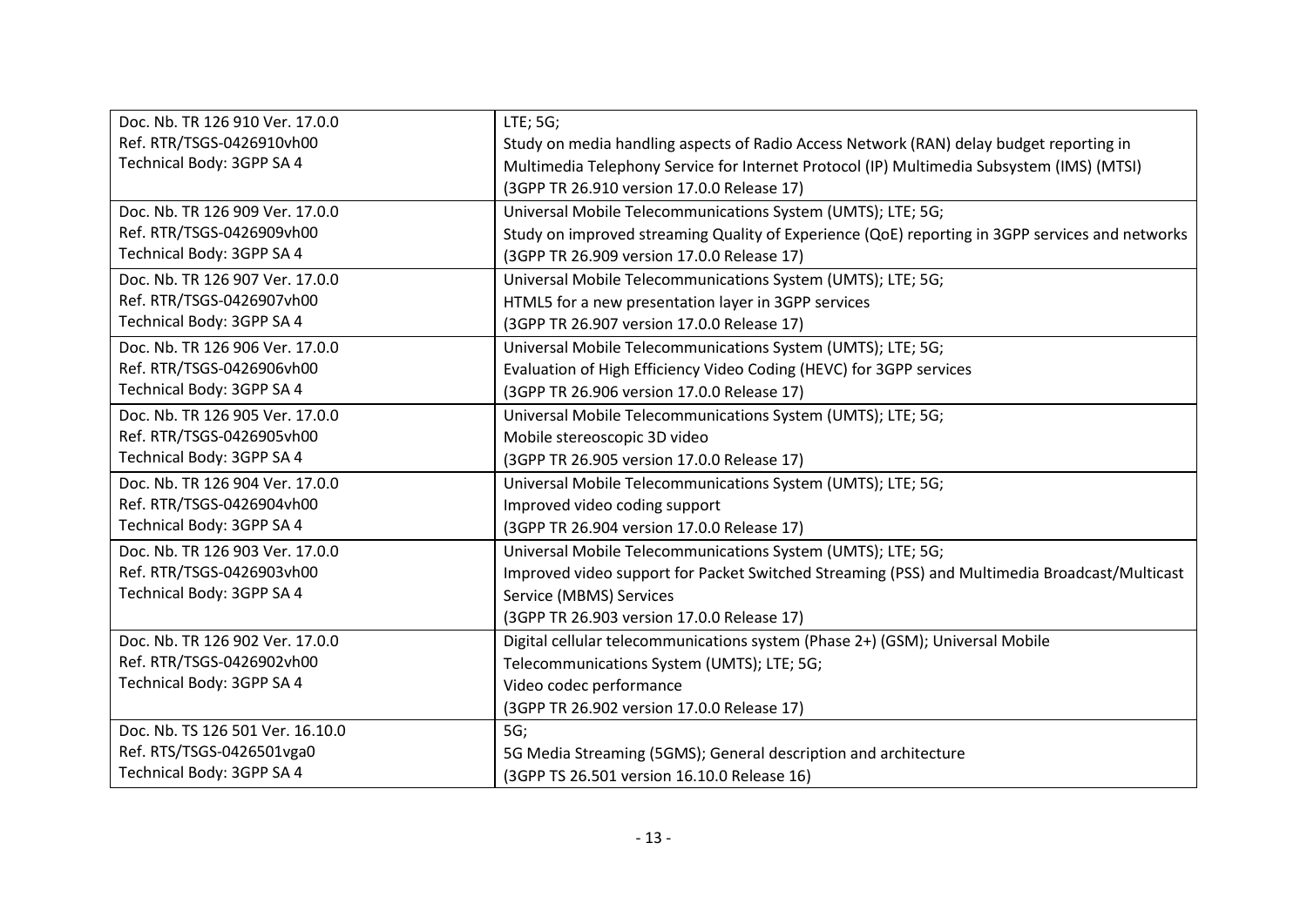| | |
|---|---|
| Doc. Nb. TR 126 910 Ver. 17.0.0<br>Ref. RTR/TSGS-0426910vh00<br>Technical Body: 3GPP SA 4 | LTE; 5G;<br>Study on media handling aspects of Radio Access Network (RAN) delay budget reporting in Multimedia Telephony Service for Internet Protocol (IP) Multimedia Subsystem (IMS) (MTSI)<br>(3GPP TR 26.910 version 17.0.0 Release 17) |
| Doc. Nb. TR 126 909 Ver. 17.0.0<br>Ref. RTR/TSGS-0426909vh00<br>Technical Body: 3GPP SA 4 | Universal Mobile Telecommunications System (UMTS); LTE; 5G;<br>Study on improved streaming Quality of Experience (QoE) reporting in 3GPP services and networks<br>(3GPP TR 26.909 version 17.0.0 Release 17) |
| Doc. Nb. TR 126 907 Ver. 17.0.0<br>Ref. RTR/TSGS-0426907vh00<br>Technical Body: 3GPP SA 4 | Universal Mobile Telecommunications System (UMTS); LTE; 5G;<br>HTML5 for a new presentation layer in 3GPP services<br>(3GPP TR 26.907 version 17.0.0 Release 17) |
| Doc. Nb. TR 126 906 Ver. 17.0.0<br>Ref. RTR/TSGS-0426906vh00<br>Technical Body: 3GPP SA 4 | Universal Mobile Telecommunications System (UMTS); LTE; 5G;<br>Evaluation of High Efficiency Video Coding (HEVC) for 3GPP services<br>(3GPP TR 26.906 version 17.0.0 Release 17) |
| Doc. Nb. TR 126 905 Ver. 17.0.0<br>Ref. RTR/TSGS-0426905vh00<br>Technical Body: 3GPP SA 4 | Universal Mobile Telecommunications System (UMTS); LTE; 5G;<br>Mobile stereoscopic 3D video<br>(3GPP TR 26.905 version 17.0.0 Release 17) |
| Doc. Nb. TR 126 904 Ver. 17.0.0<br>Ref. RTR/TSGS-0426904vh00<br>Technical Body: 3GPP SA 4 | Universal Mobile Telecommunications System (UMTS); LTE; 5G;<br>Improved video coding support<br>(3GPP TR 26.904 version 17.0.0 Release 17) |
| Doc. Nb. TR 126 903 Ver. 17.0.0<br>Ref. RTR/TSGS-0426903vh00<br>Technical Body: 3GPP SA 4 | Universal Mobile Telecommunications System (UMTS); LTE; 5G;<br>Improved video support for Packet Switched Streaming (PSS) and Multimedia Broadcast/Multicast Service (MBMS) Services<br>(3GPP TR 26.903 version 17.0.0 Release 17) |
| Doc. Nb. TR 126 902 Ver. 17.0.0<br>Ref. RTR/TSGS-0426902vh00<br>Technical Body: 3GPP SA 4 | Digital cellular telecommunications system (Phase 2+) (GSM); Universal Mobile Telecommunications System (UMTS); LTE; 5G;<br>Video codec performance<br>(3GPP TR 26.902 version 17.0.0 Release 17) |
| Doc. Nb. TS 126 501 Ver. 16.10.0<br>Ref. RTS/TSGS-0426501vga0<br>Technical Body: 3GPP SA 4 | 5G;<br>5G Media Streaming (5GMS); General description and architecture<br>(3GPP TS 26.501 version 16.10.0 Release 16) |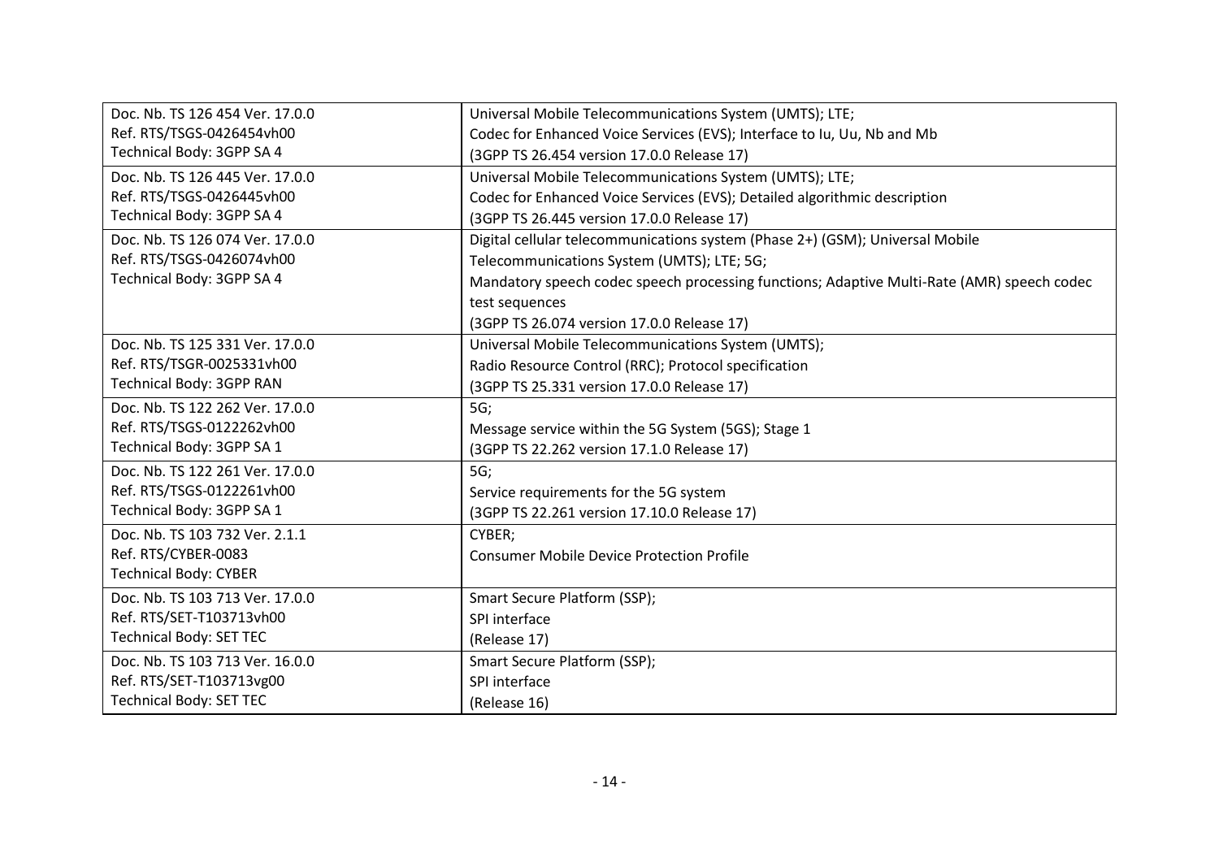| Doc. Nb. TS 126 454 Ver. 17.0.0<br>Ref. RTS/TSGS-0426454vh00<br>Technical Body: 3GPP SA 4 | Universal Mobile Telecommunications System (UMTS); LTE;<br>Codec for Enhanced Voice Services (EVS); Interface to Iu, Uu, Nb and Mb<br>(3GPP TS 26.454 version 17.0.0 Release 17) |
|---|---|
| Doc. Nb. TS 126 445 Ver. 17.0.0<br>Ref. RTS/TSGS-0426445vh00<br>Technical Body: 3GPP SA 4 | Universal Mobile Telecommunications System (UMTS); LTE;<br>Codec for Enhanced Voice Services (EVS); Detailed algorithmic description<br>(3GPP TS 26.445 version 17.0.0 Release 17) |
| Doc. Nb. TS 126 074 Ver. 17.0.0<br>Ref. RTS/TSGS-0426074vh00<br>Technical Body: 3GPP SA 4 | Digital cellular telecommunications system (Phase 2+) (GSM); Universal Mobile Telecommunications System (UMTS); LTE; 5G;<br>Mandatory speech codec speech processing functions; Adaptive Multi-Rate (AMR) speech codec test sequences<br>(3GPP TS 26.074 version 17.0.0 Release 17) |
| Doc. Nb. TS 125 331 Ver. 17.0.0<br>Ref. RTS/TSGR-0025331vh00<br>Technical Body: 3GPP RAN | Universal Mobile Telecommunications System (UMTS);<br>Radio Resource Control (RRC); Protocol specification<br>(3GPP TS 25.331 version 17.0.0 Release 17) |
| Doc. Nb. TS 122 262 Ver. 17.0.0<br>Ref. RTS/TSGS-0122262vh00<br>Technical Body: 3GPP SA 1 | 5G;<br>Message service within the 5G System (5GS); Stage 1<br>(3GPP TS 22.262 version 17.1.0 Release 17) |
| Doc. Nb. TS 122 261 Ver. 17.0.0<br>Ref. RTS/TSGS-0122261vh00<br>Technical Body: 3GPP SA 1 | 5G;<br>Service requirements for the 5G system<br>(3GPP TS 22.261 version 17.10.0 Release 17) |
| Doc. Nb. TS 103 732 Ver. 2.1.1<br>Ref. RTS/CYBER-0083<br>Technical Body: CYBER | CYBER;<br>Consumer Mobile Device Protection Profile |
| Doc. Nb. TS 103 713 Ver. 17.0.0<br>Ref. RTS/SET-T103713vh00<br>Technical Body: SET TEC | Smart Secure Platform (SSP);<br>SPI interface<br>(Release 17) |
| Doc. Nb. TS 103 713 Ver. 16.0.0<br>Ref. RTS/SET-T103713vg00<br>Technical Body: SET TEC | Smart Secure Platform (SSP);<br>SPI interface<br>(Release 16) |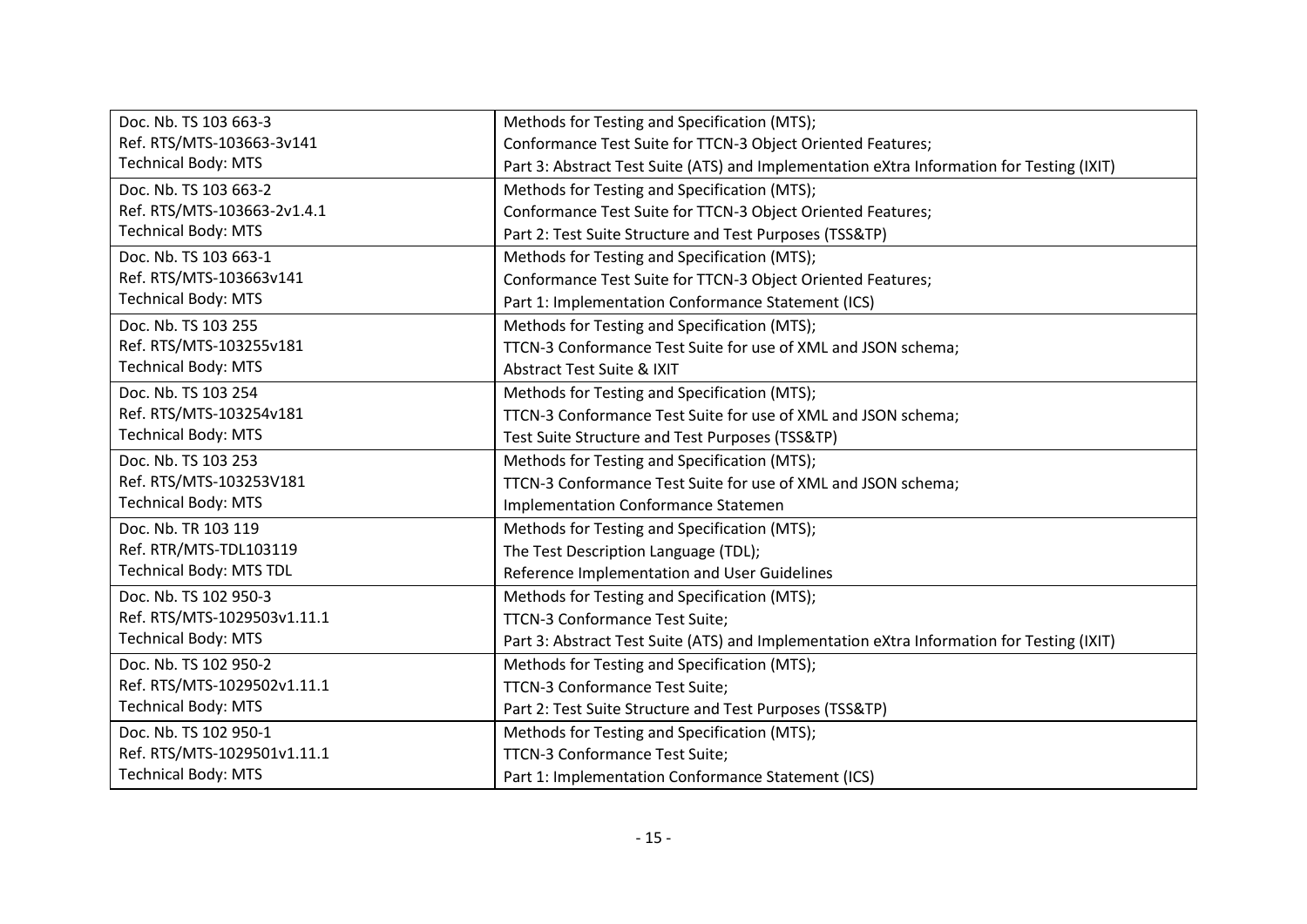| | |
|---|---|
| Doc. Nb. TS 103 663-3<br>Ref. RTS/MTS-103663-3v141<br>Technical Body: MTS | Methods for Testing and Specification (MTS);<br>Conformance Test Suite for TTCN-3 Object Oriented Features;<br>Part 3: Abstract Test Suite (ATS) and Implementation eXtra Information for Testing (IXIT) |
| Doc. Nb. TS 103 663-2<br>Ref. RTS/MTS-103663-2v1.4.1<br>Technical Body: MTS | Methods for Testing and Specification (MTS);<br>Conformance Test Suite for TTCN-3 Object Oriented Features;<br>Part 2: Test Suite Structure and Test Purposes (TSS&TP) |
| Doc. Nb. TS 103 663-1<br>Ref. RTS/MTS-103663v141<br>Technical Body: MTS | Methods for Testing and Specification (MTS);<br>Conformance Test Suite for TTCN-3 Object Oriented Features;<br>Part 1: Implementation Conformance Statement (ICS) |
| Doc. Nb. TS 103 255<br>Ref. RTS/MTS-103255v181<br>Technical Body: MTS | Methods for Testing and Specification (MTS);<br>TTCN-3 Conformance Test Suite for use of XML and JSON schema;<br>Abstract Test Suite & IXIT |
| Doc. Nb. TS 103 254<br>Ref. RTS/MTS-103254v181<br>Technical Body: MTS | Methods for Testing and Specification (MTS);<br>TTCN-3 Conformance Test Suite for use of XML and JSON schema;<br>Test Suite Structure and Test Purposes (TSS&TP) |
| Doc. Nb. TS 103 253<br>Ref. RTS/MTS-103253V181<br>Technical Body: MTS | Methods for Testing and Specification (MTS);<br>TTCN-3 Conformance Test Suite for use of XML and JSON schema;<br>Implementation Conformance Statemen |
| Doc. Nb. TR 103 119<br>Ref. RTR/MTS-TDL103119<br>Technical Body: MTS TDL | Methods for Testing and Specification (MTS);<br>The Test Description Language (TDL);<br>Reference Implementation and User Guidelines |
| Doc. Nb. TS 102 950-3<br>Ref. RTS/MTS-1029503v1.11.1<br>Technical Body: MTS | Methods for Testing and Specification (MTS);<br>TTCN-3 Conformance Test Suite;<br>Part 3: Abstract Test Suite (ATS) and Implementation eXtra Information for Testing (IXIT) |
| Doc. Nb. TS 102 950-2<br>Ref. RTS/MTS-1029502v1.11.1<br>Technical Body: MTS | Methods for Testing and Specification (MTS);<br>TTCN-3 Conformance Test Suite;<br>Part 2: Test Suite Structure and Test Purposes (TSS&TP) |
| Doc. Nb. TS 102 950-1<br>Ref. RTS/MTS-1029501v1.11.1<br>Technical Body: MTS | Methods for Testing and Specification (MTS);<br>TTCN-3 Conformance Test Suite;<br>Part 1: Implementation Conformance Statement (ICS) |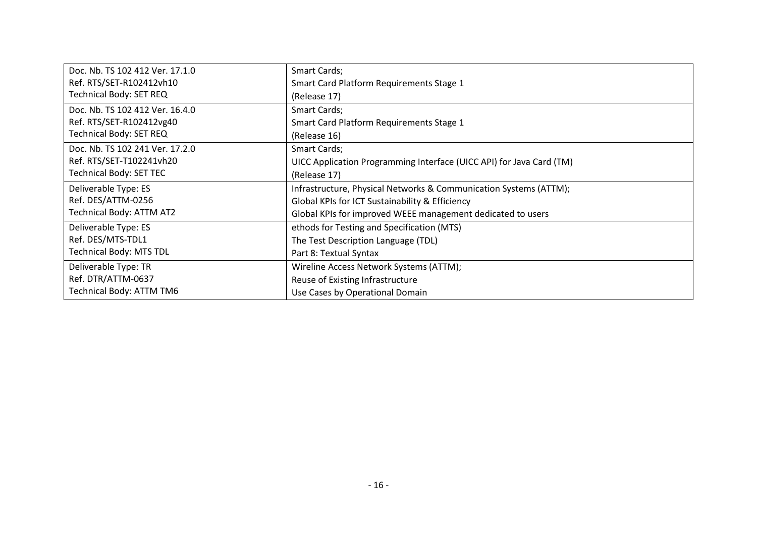| | |
|---|---|
| Doc. Nb. TS 102 412 Ver. 17.1.0<br>Ref. RTS/SET-R102412vh10<br>Technical Body: SET REQ | Smart Cards;<br>Smart Card Platform Requirements Stage 1<br>(Release 17) |
| Doc. Nb. TS 102 412 Ver. 16.4.0<br>Ref. RTS/SET-R102412vg40<br>Technical Body: SET REQ | Smart Cards;<br>Smart Card Platform Requirements Stage 1<br>(Release 16) |
| Doc. Nb. TS 102 241 Ver. 17.2.0<br>Ref. RTS/SET-T102241vh20<br>Technical Body: SET TEC | Smart Cards;<br>UICC Application Programming Interface (UICC API) for Java Card (TM)<br>(Release 17) |
| Deliverable Type: ES<br>Ref. DES/ATTM-0256<br>Technical Body: ATTM AT2 | Infrastructure, Physical Networks & Communication Systems (ATTM);<br>Global KPIs for ICT Sustainability & Efficiency<br>Global KPIs for improved WEEE management dedicated to users |
| Deliverable Type: ES<br>Ref. DES/MTS-TDL1<br>Technical Body: MTS TDL | ethods for Testing and Specification (MTS)<br>The Test Description Language (TDL)<br>Part 8: Textual Syntax |
| Deliverable Type: TR<br>Ref. DTR/ATTM-0637<br>Technical Body: ATTM TM6 | Wireline Access Network Systems (ATTM);<br>Reuse of Existing Infrastructure<br>Use Cases by Operational Domain |